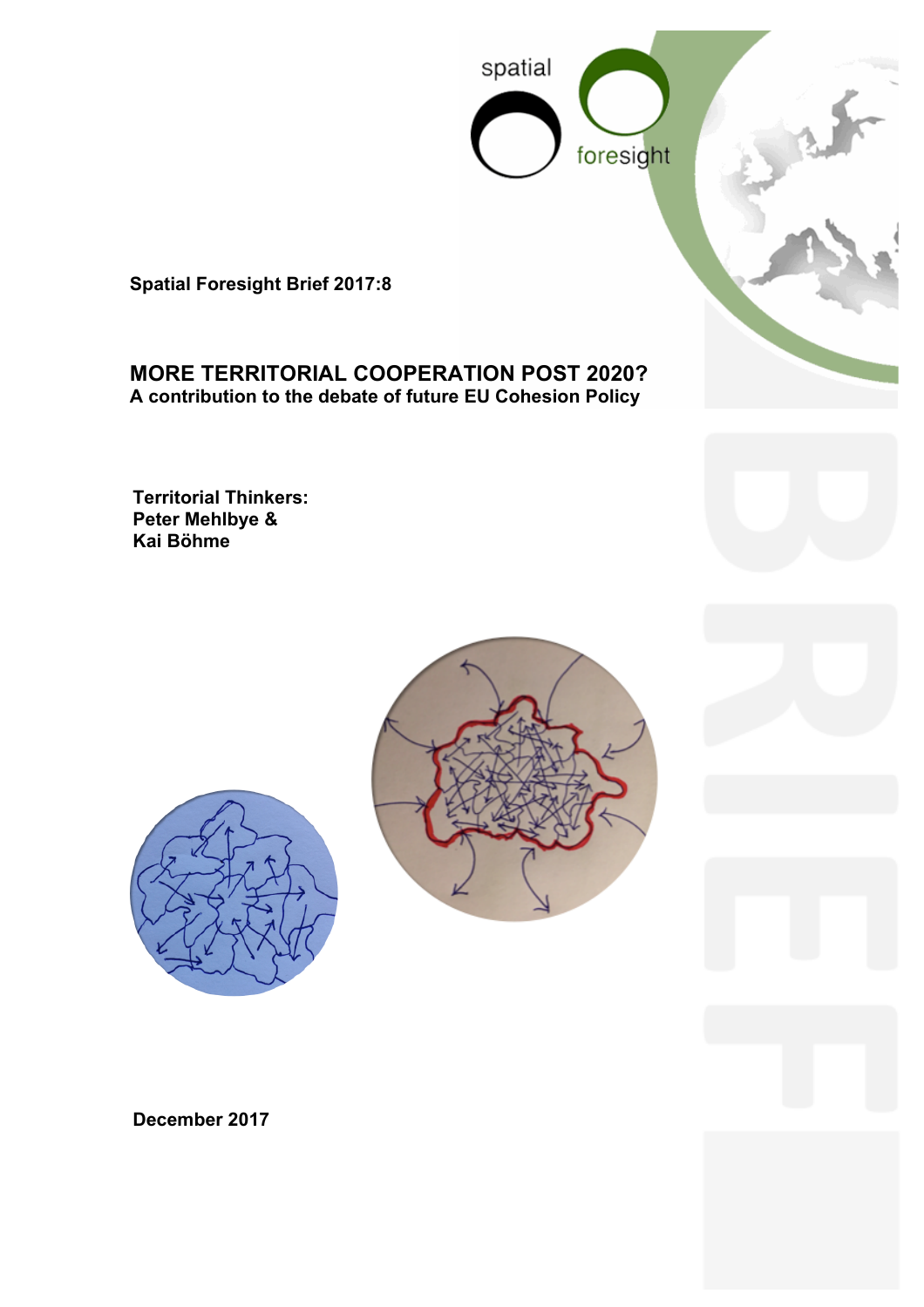spatial foresight

**Spatial Foresight Brief 2017:8**

# MORE TERRITORIAL COOPERATION POST 2020?

**A contribution to the debate of future EU Cohesion Policy**

**Territorial Thinkers:**
**Peter Mehlbye &**
**Kai Böhme**

**December 2017**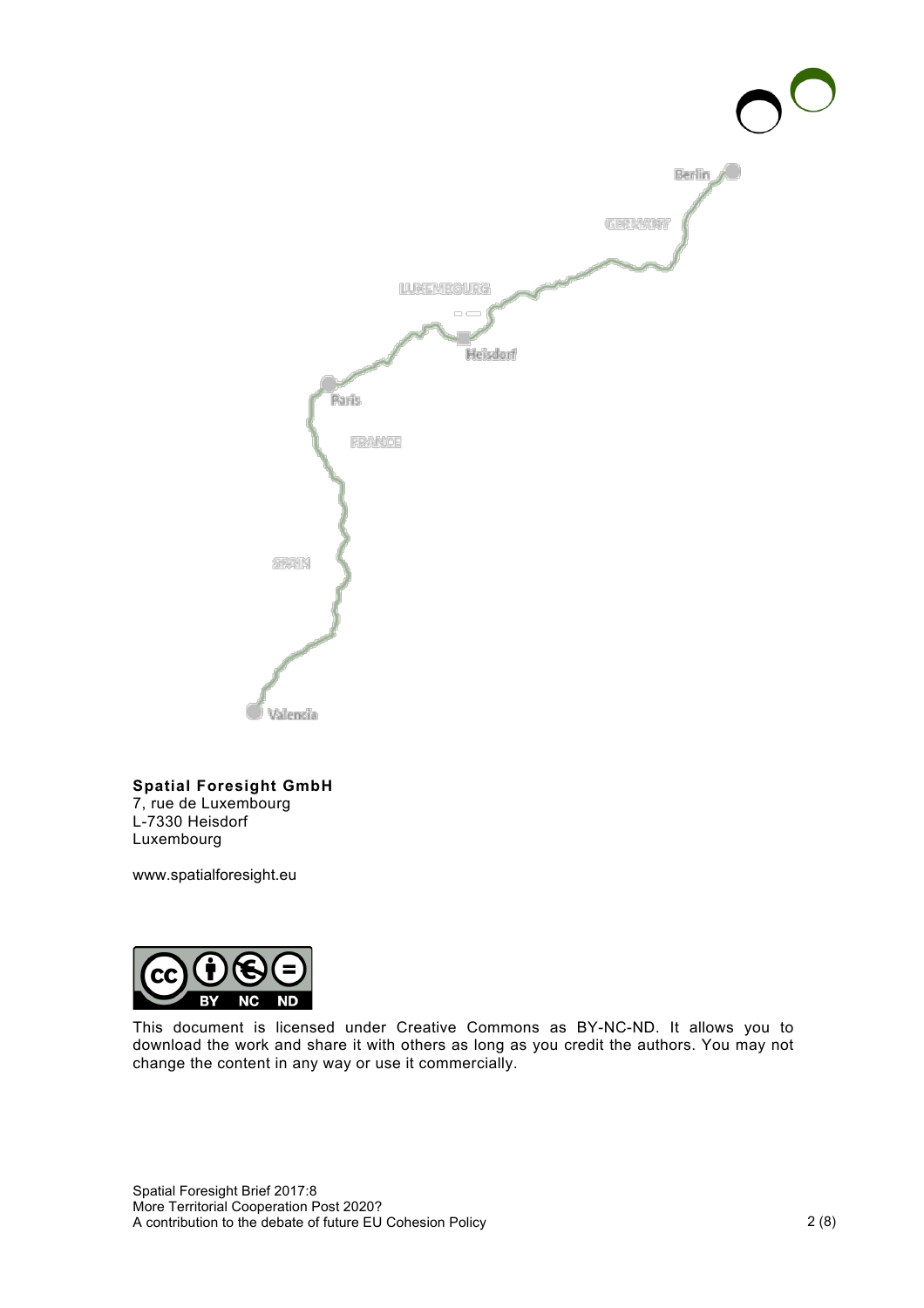**Spatial Foresight GmbH**
7, rue de Luxembourg
L-7330 Heisdorf
Luxembourg

www.spatialforesight.eu

This document is licensed under Creative Commons as BY-NC-ND. It allows you to download the work and share it with others as long as you credit the authors. You may not change the content in any way or use it commercially.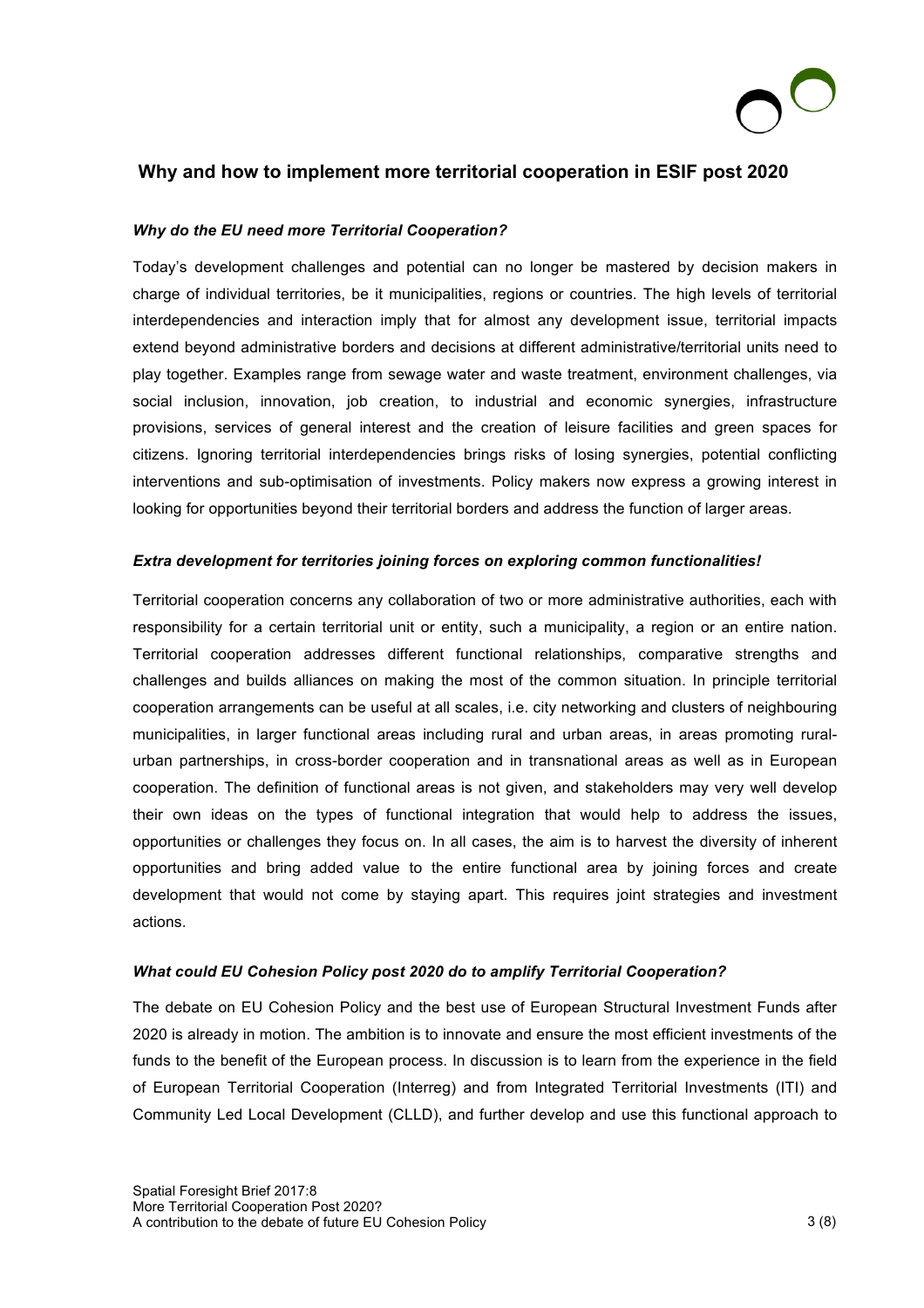## Why and how to implement more territorial cooperation in ESIF post 2020

***Why do the EU need more Territorial Cooperation?***

Today's development challenges and potential can no longer be mastered by decision makers in charge of individual territories, be it municipalities, regions or countries. The high levels of territorial interdependencies and interaction imply that for almost any development issue, territorial impacts extend beyond administrative borders and decisions at different administrative/territorial units need to play together. Examples range from sewage water and waste treatment, environment challenges, via social inclusion, innovation, job creation, to industrial and economic synergies, infrastructure provisions, services of general interest and the creation of leisure facilities and green spaces for citizens. Ignoring territorial interdependencies brings risks of losing synergies, potential conflicting interventions and sub-optimisation of investments. Policy makers now express a growing interest in looking for opportunities beyond their territorial borders and address the function of larger areas.

***Extra development for territories joining forces on exploring common functionalities!***

Territorial cooperation concerns any collaboration of two or more administrative authorities, each with responsibility for a certain territorial unit or entity, such a municipality, a region or an entire nation. Territorial cooperation addresses different functional relationships, comparative strengths and challenges and builds alliances on making the most of the common situation. In principle territorial cooperation arrangements can be useful at all scales, i.e. city networking and clusters of neighbouring municipalities, in larger functional areas including rural and urban areas, in areas promoting rural-urban partnerships, in cross-border cooperation and in transnational areas as well as in European cooperation. The definition of functional areas is not given, and stakeholders may very well develop their own ideas on the types of functional integration that would help to address the issues, opportunities or challenges they focus on. In all cases, the aim is to harvest the diversity of inherent opportunities and bring added value to the entire functional area by joining forces and create development that would not come by staying apart. This requires joint strategies and investment actions.

***What could EU Cohesion Policy post 2020 do to amplify Territorial Cooperation?***

The debate on EU Cohesion Policy and the best use of European Structural Investment Funds after 2020 is already in motion. The ambition is to innovate and ensure the most efficient investments of the funds to the benefit of the European process. In discussion is to learn from the experience in the field of European Territorial Cooperation (Interreg) and from Integrated Territorial Investments (ITI) and Community Led Local Development (CLLD), and further develop and use this functional approach to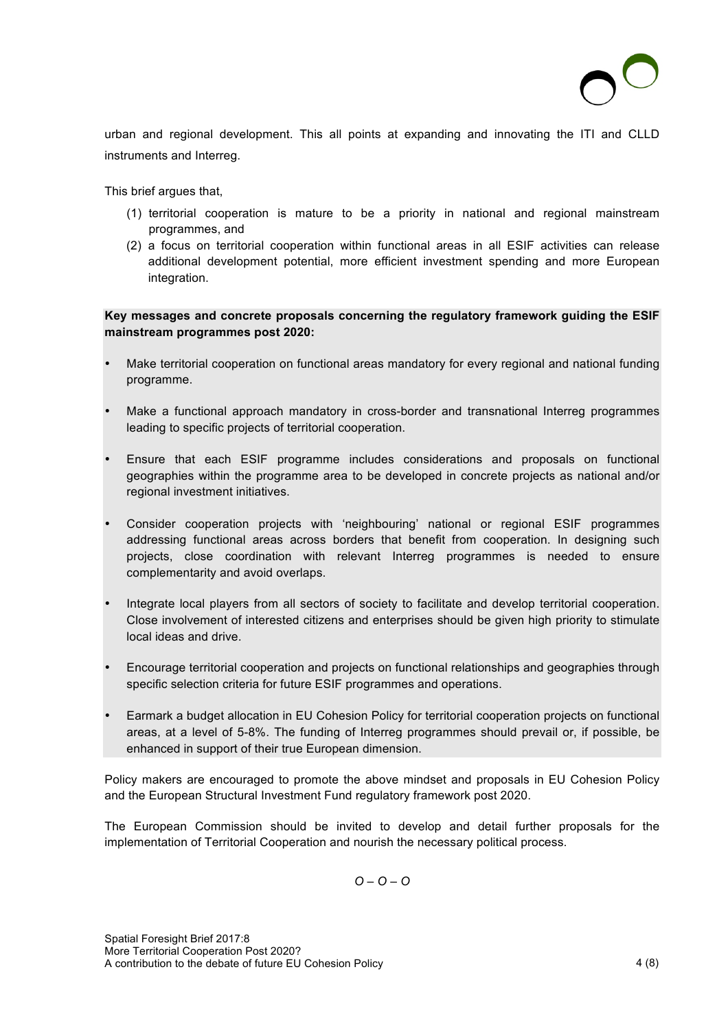urban and regional development. This all points at expanding and innovating the ITI and CLLD instruments and Interreg.

This brief argues that,

(1) territorial cooperation is mature to be a priority in national and regional mainstream programmes, and
(2) a focus on territorial cooperation within functional areas in all ESIF activities can release additional development potential, more efficient investment spending and more European integration.

**Key messages and concrete proposals concerning the regulatory framework guiding the ESIF mainstream programmes post 2020:**

- Make territorial cooperation on functional areas mandatory for every regional and national funding programme.

- Make a functional approach mandatory in cross-border and transnational Interreg programmes leading to specific projects of territorial cooperation.

- Ensure that each ESIF programme includes considerations and proposals on functional geographies within the programme area to be developed in concrete projects as national and/or regional investment initiatives.

- Consider cooperation projects with 'neighbouring' national or regional ESIF programmes addressing functional areas across borders that benefit from cooperation. In designing such projects, close coordination with relevant Interreg programmes is needed to ensure complementarity and avoid overlaps.

- Integrate local players from all sectors of society to facilitate and develop territorial cooperation. Close involvement of interested citizens and enterprises should be given high priority to stimulate local ideas and drive.

- Encourage territorial cooperation and projects on functional relationships and geographies through specific selection criteria for future ESIF programmes and operations.

- Earmark a budget allocation in EU Cohesion Policy for territorial cooperation projects on functional areas, at a level of 5-8%. The funding of Interreg programmes should prevail or, if possible, be enhanced in support of their true European dimension.

Policy makers are encouraged to promote the above mindset and proposals in EU Cohesion Policy and the European Structural Investment Fund regulatory framework post 2020.

The European Commission should be invited to develop and detail further proposals for the implementation of Territorial Cooperation and nourish the necessary political process.

*O – O – O*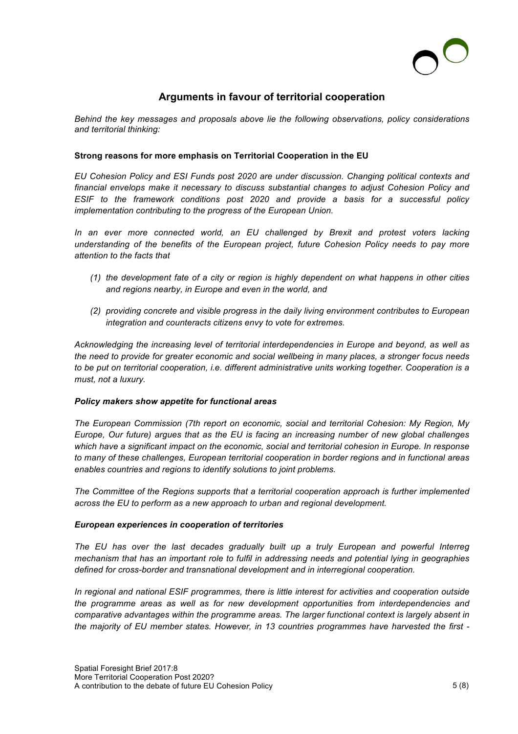## Arguments in favour of territorial cooperation

*Behind the key messages and proposals above lie the following observations, policy considerations and territorial thinking:*

**Strong reasons for more emphasis on Territorial Cooperation in the EU**

*EU Cohesion Policy and ESI Funds post 2020 are under discussion. Changing political contexts and financial envelops make it necessary to discuss substantial changes to adjust Cohesion Policy and ESIF to the framework conditions post 2020 and provide a basis for a successful policy implementation contributing to the progress of the European Union.*

*In an ever more connected world, an EU challenged by Brexit and protest voters lacking understanding of the benefits of the European project, future Cohesion Policy needs to pay more attention to the facts that*

- *(1) the development fate of a city or region is highly dependent on what happens in other cities and regions nearby, in Europe and even in the world, and*
- *(2) providing concrete and visible progress in the daily living environment contributes to European integration and counteracts citizens envy to vote for extremes.*

*Acknowledging the increasing level of territorial interdependencies in Europe and beyond, as well as the need to provide for greater economic and social wellbeing in many places, a stronger focus needs to be put on territorial cooperation, i.e. different administrative units working together. Cooperation is a must, not a luxury.*

***Policy makers show appetite for functional areas***

*The European Commission (7th report on economic, social and territorial Cohesion: My Region, My Europe, Our future) argues that as the EU is facing an increasing number of new global challenges which have a significant impact on the economic, social and territorial cohesion in Europe. In response to many of these challenges, European territorial cooperation in border regions and in functional areas enables countries and regions to identify solutions to joint problems.*

*The Committee of the Regions supports that a territorial cooperation approach is further implemented across the EU to perform as a new approach to urban and regional development.*

***European experiences in cooperation of territories***

*The EU has over the last decades gradually built up a truly European and powerful Interreg mechanism that has an important role to fulfil in addressing needs and potential lying in geographies defined for cross-border and transnational development and in interregional cooperation.*

*In regional and national ESIF programmes, there is little interest for activities and cooperation outside the programme areas as well as for new development opportunities from interdependencies and comparative advantages within the programme areas. The larger functional context is largely absent in the majority of EU member states. However, in 13 countries programmes have harvested the first -*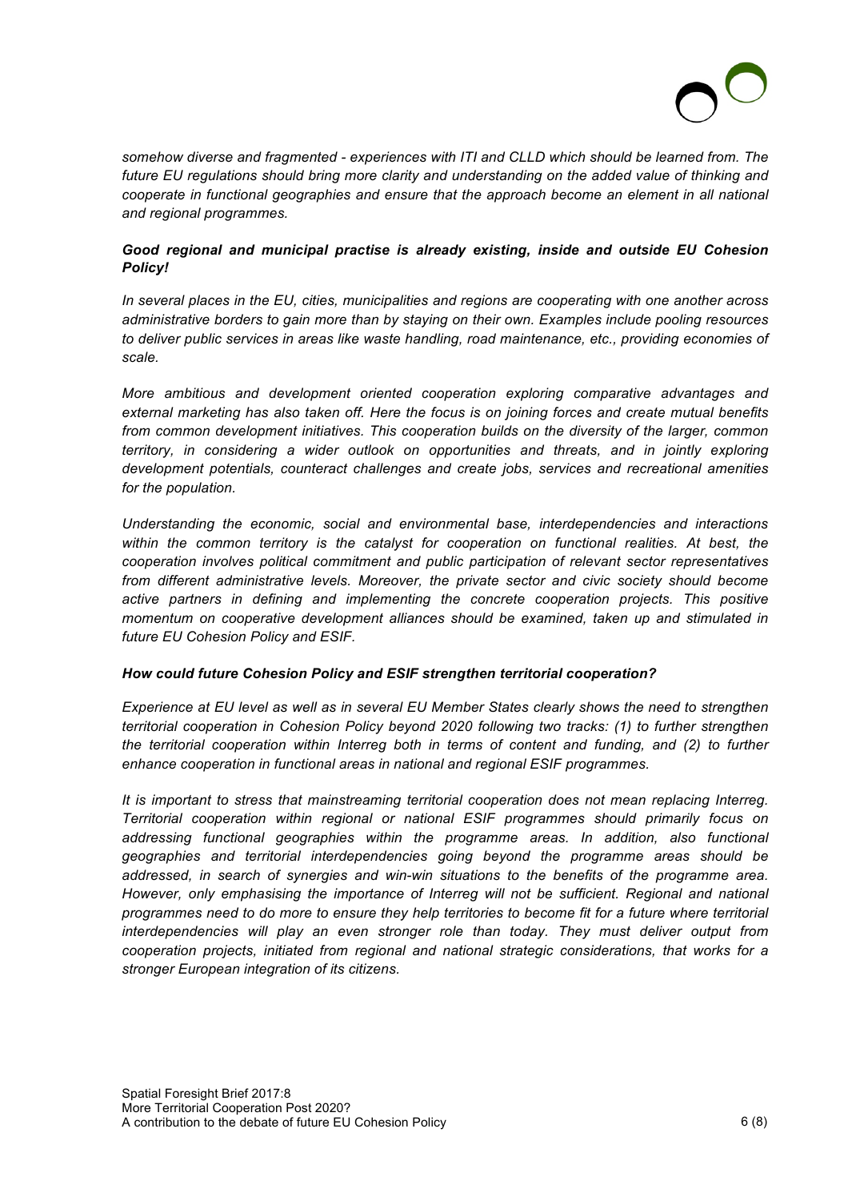*somehow diverse and fragmented - experiences with ITI and CLLD which should be learned from. The future EU regulations should bring more clarity and understanding on the added value of thinking and cooperate in functional geographies and ensure that the approach become an element in all national and regional programmes.*

***Good regional and municipal practise is already existing, inside and outside EU Cohesion Policy!***

*In several places in the EU, cities, municipalities and regions are cooperating with one another across administrative borders to gain more than by staying on their own. Examples include pooling resources to deliver public services in areas like waste handling, road maintenance, etc., providing economies of scale.*

*More ambitious and development oriented cooperation exploring comparative advantages and external marketing has also taken off. Here the focus is on joining forces and create mutual benefits from common development initiatives. This cooperation builds on the diversity of the larger, common territory, in considering a wider outlook on opportunities and threats, and in jointly exploring development potentials, counteract challenges and create jobs, services and recreational amenities for the population.*

*Understanding the economic, social and environmental base, interdependencies and interactions within the common territory is the catalyst for cooperation on functional realities. At best, the cooperation involves political commitment and public participation of relevant sector representatives from different administrative levels. Moreover, the private sector and civic society should become active partners in defining and implementing the concrete cooperation projects. This positive momentum on cooperative development alliances should be examined, taken up and stimulated in future EU Cohesion Policy and ESIF.*

***How could future Cohesion Policy and ESIF strengthen territorial cooperation?***

*Experience at EU level as well as in several EU Member States clearly shows the need to strengthen territorial cooperation in Cohesion Policy beyond 2020 following two tracks: (1) to further strengthen the territorial cooperation within Interreg both in terms of content and funding, and (2) to further enhance cooperation in functional areas in national and regional ESIF programmes.*

*It is important to stress that mainstreaming territorial cooperation does not mean replacing Interreg. Territorial cooperation within regional or national ESIF programmes should primarily focus on addressing functional geographies within the programme areas. In addition, also functional geographies and territorial interdependencies going beyond the programme areas should be addressed, in search of synergies and win-win situations to the benefits of the programme area. However, only emphasising the importance of Interreg will not be sufficient. Regional and national programmes need to do more to ensure they help territories to become fit for a future where territorial interdependencies will play an even stronger role than today. They must deliver output from cooperation projects, initiated from regional and national strategic considerations, that works for a stronger European integration of its citizens.*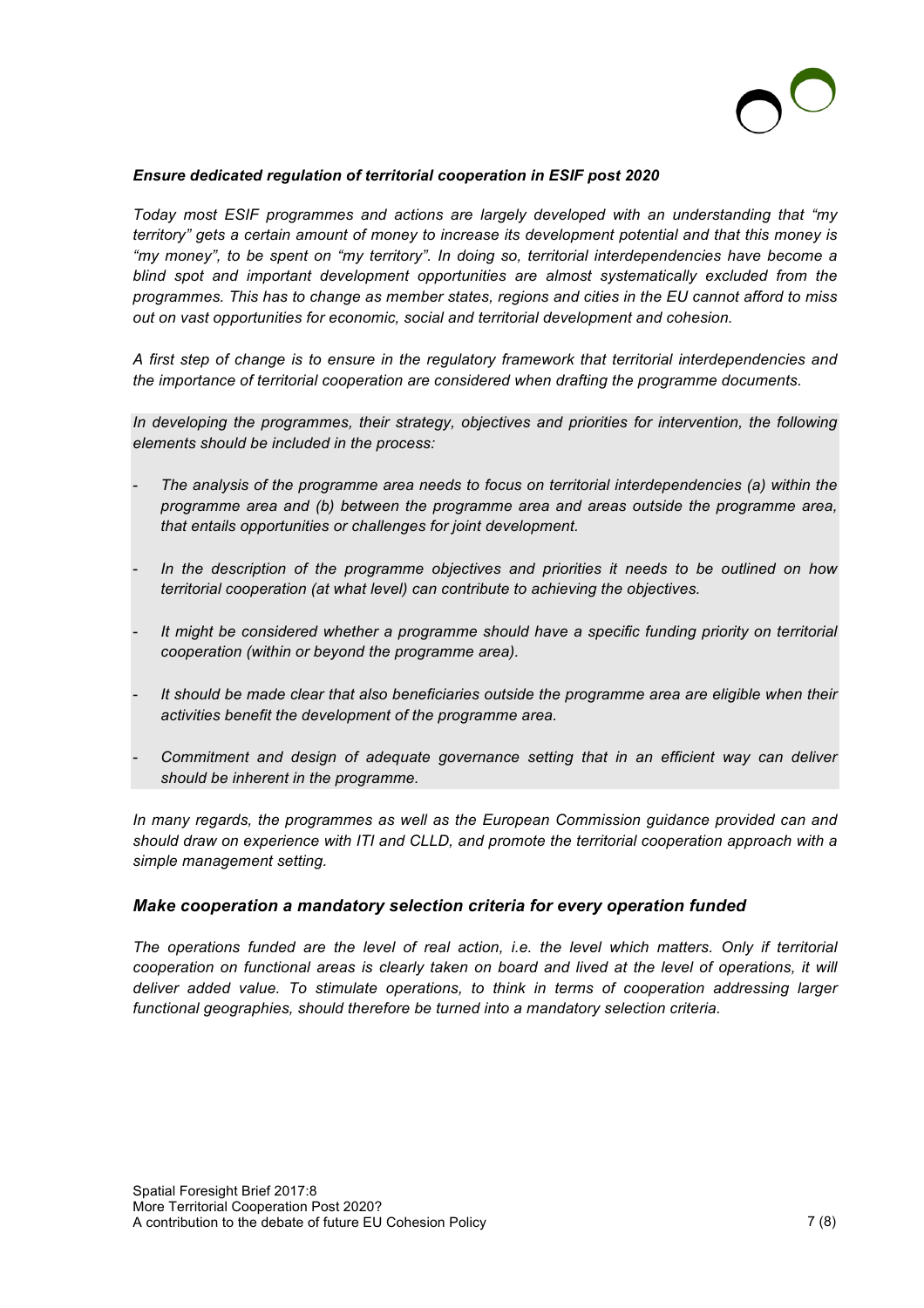### *Ensure dedicated regulation of territorial cooperation in ESIF post 2020*

*Today most ESIF programmes and actions are largely developed with an understanding that "my territory" gets a certain amount of money to increase its development potential and that this money is "my money", to be spent on "my territory". In doing so, territorial interdependencies have become a blind spot and important development opportunities are almost systematically excluded from the programmes. This has to change as member states, regions and cities in the EU cannot afford to miss out on vast opportunities for economic, social and territorial development and cohesion.*

*A first step of change is to ensure in the regulatory framework that territorial interdependencies and the importance of territorial cooperation are considered when drafting the programme documents.*

*In developing the programmes, their strategy, objectives and priorities for intervention, the following elements should be included in the process:*

- *The analysis of the programme area needs to focus on territorial interdependencies (a) within the programme area and (b) between the programme area and areas outside the programme area, that entails opportunities or challenges for joint development.*
- *In the description of the programme objectives and priorities it needs to be outlined on how territorial cooperation (at what level) can contribute to achieving the objectives.*
- *It might be considered whether a programme should have a specific funding priority on territorial cooperation (within or beyond the programme area).*
- *It should be made clear that also beneficiaries outside the programme area are eligible when their activities benefit the development of the programme area.*
- *Commitment and design of adequate governance setting that in an efficient way can deliver should be inherent in the programme.*

*In many regards, the programmes as well as the European Commission guidance provided can and should draw on experience with ITI and CLLD, and promote the territorial cooperation approach with a simple management setting.*

### *Make cooperation a mandatory selection criteria for every operation funded*

*The operations funded are the level of real action, i.e. the level which matters. Only if territorial cooperation on functional areas is clearly taken on board and lived at the level of operations, it will deliver added value. To stimulate operations, to think in terms of cooperation addressing larger functional geographies, should therefore be turned into a mandatory selection criteria.*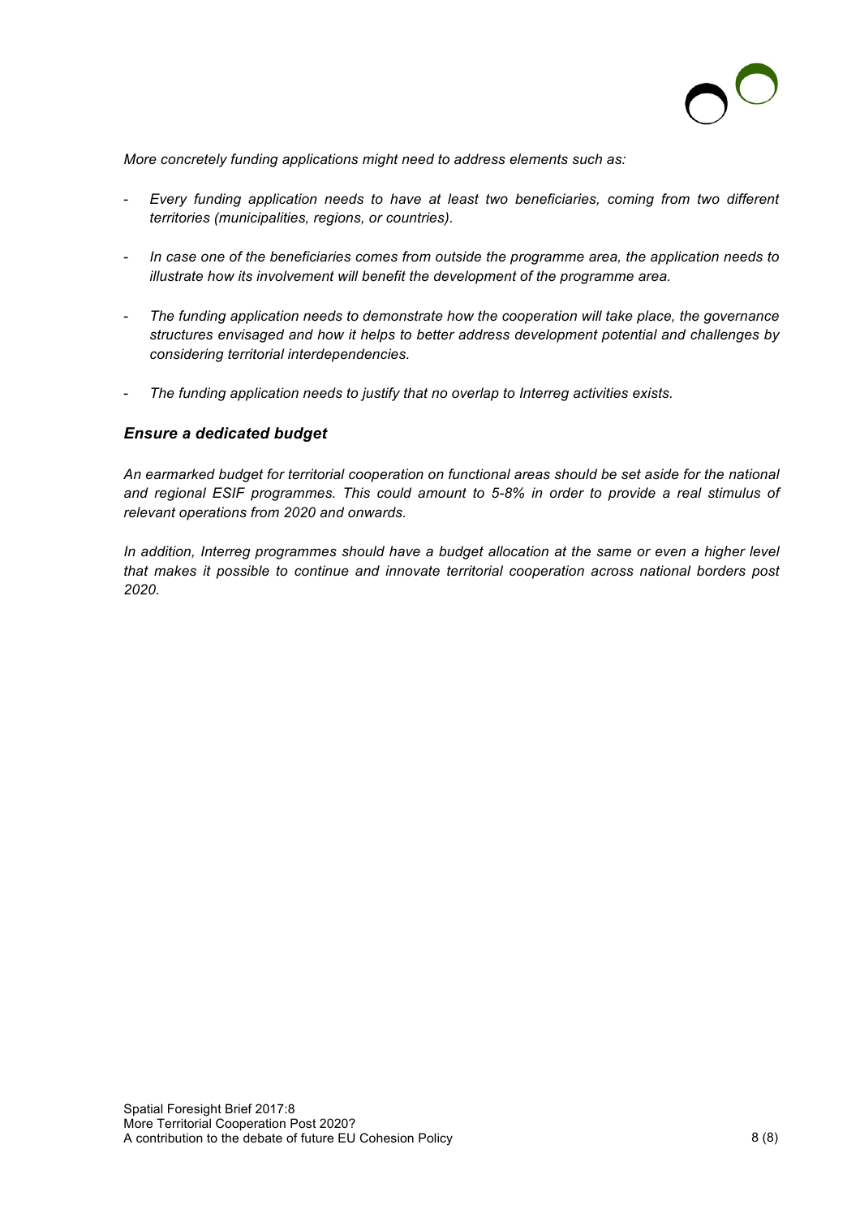*More concretely funding applications might need to address elements such as:*

- *Every funding application needs to have at least two beneficiaries, coming from two different territories (municipalities, regions, or countries).*
- *In case one of the beneficiaries comes from outside the programme area, the application needs to illustrate how its involvement will benefit the development of the programme area.*
- *The funding application needs to demonstrate how the cooperation will take place, the governance structures envisaged and how it helps to better address development potential and challenges by considering territorial interdependencies.*
- *The funding application needs to justify that no overlap to Interreg activities exists.*

### *Ensure a dedicated budget*

*An earmarked budget for territorial cooperation on functional areas should be set aside for the national and regional ESIF programmes. This could amount to 5-8% in order to provide a real stimulus of relevant operations from 2020 and onwards.*

*In addition, Interreg programmes should have a budget allocation at the same or even a higher level that makes it possible to continue and innovate territorial cooperation across national borders post 2020.*